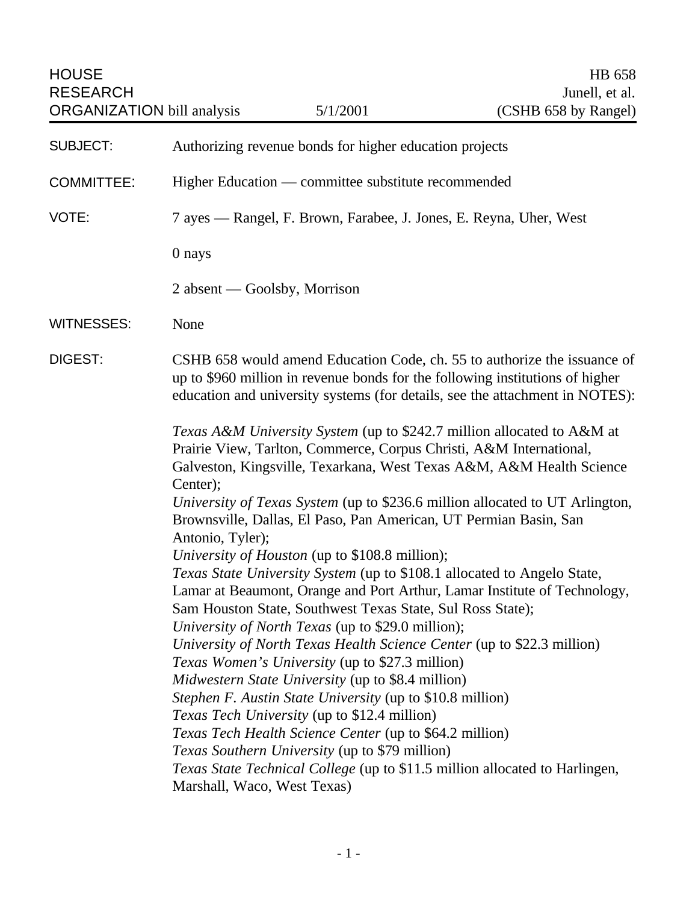HOUSE RESEARCH ORGANIZATION bill analysis — 5/1/2001 — HB 658 Junell, et al. (CSHB 658 by Rangel)

**SUBJECT:** Authorizing revenue bonds for higher education projects

**COMMITTEE:** Higher Education — committee substitute recommended

**VOTE:** 7 ayes — Rangel, F. Brown, Farabee, J. Jones, E. Reyna, Uher, West

0 nays

2 absent — Goolsby, Morrison

**WITNESSES:** None

**DIGEST:** CSHB 658 would amend Education Code, ch. 55 to authorize the issuance of up to $960 million in revenue bonds for the following institutions of higher education and university systems (for details, see the attachment in NOTES):

*Texas A&M University System* (up to $242.7 million allocated to A&M at Prairie View, Tarlton, Commerce, Corpus Christi, A&M International, Galveston, Kingsville, Texarkana, West Texas A&M, A&M Health Science Center);
*University of Texas System* (up to $236.6 million allocated to UT Arlington, Brownsville, Dallas, El Paso, Pan American, UT Permian Basin, San Antonio, Tyler);
*University of Houston* (up to $108.8 million);
*Texas State University System* (up to $108.1 allocated to Angelo State, Lamar at Beaumont, Orange and Port Arthur, Lamar Institute of Technology, Sam Houston State, Southwest Texas State, Sul Ross State);
*University of North Texas* (up to $29.0 million);
*University of North Texas Health Science Center* (up to $22.3 million)
*Texas Women's University* (up to $27.3 million)
*Midwestern State University* (up to $8.4 million)
*Stephen F. Austin State University* (up to $10.8 million)
*Texas Tech University* (up to $12.4 million)
*Texas Tech Health Science Center* (up to $64.2 million)
*Texas Southern University* (up to $79 million)
*Texas State Technical College* (up to $11.5 million allocated to Harlingen, Marshall, Waco, West Texas)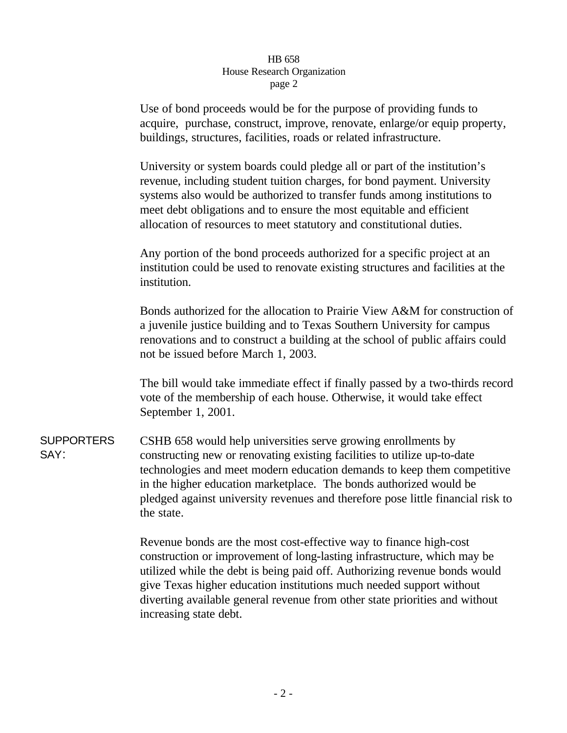Use of bond proceeds would be for the purpose of providing funds to acquire, purchase, construct, improve, renovate, enlarge/or equip property, buildings, structures, facilities, roads or related infrastructure.

University or system boards could pledge all or part of the institution's revenue, including student tuition charges, for bond payment. University systems also would be authorized to transfer funds among institutions to meet debt obligations and to ensure the most equitable and efficient allocation of resources to meet statutory and constitutional duties.

Any portion of the bond proceeds authorized for a specific project at an institution could be used to renovate existing structures and facilities at the institution.

Bonds authorized for the allocation to Prairie View A&M for construction of a juvenile justice building and to Texas Southern University for campus renovations and to construct a building at the school of public affairs could not be issued before March 1, 2003.

The bill would take immediate effect if finally passed by a two-thirds record vote of the membership of each house. Otherwise, it would take effect September 1, 2001.

**SUPPORTERS SAY:**

CSHB 658 would help universities serve growing enrollments by constructing new or renovating existing facilities to utilize up-to-date technologies and meet modern education demands to keep them competitive in the higher education marketplace. The bonds authorized would be pledged against university revenues and therefore pose little financial risk to the state.

Revenue bonds are the most cost-effective way to finance high-cost construction or improvement of long-lasting infrastructure, which may be utilized while the debt is being paid off. Authorizing revenue bonds would give Texas higher education institutions much needed support without diverting available general revenue from other state priorities and without increasing state debt.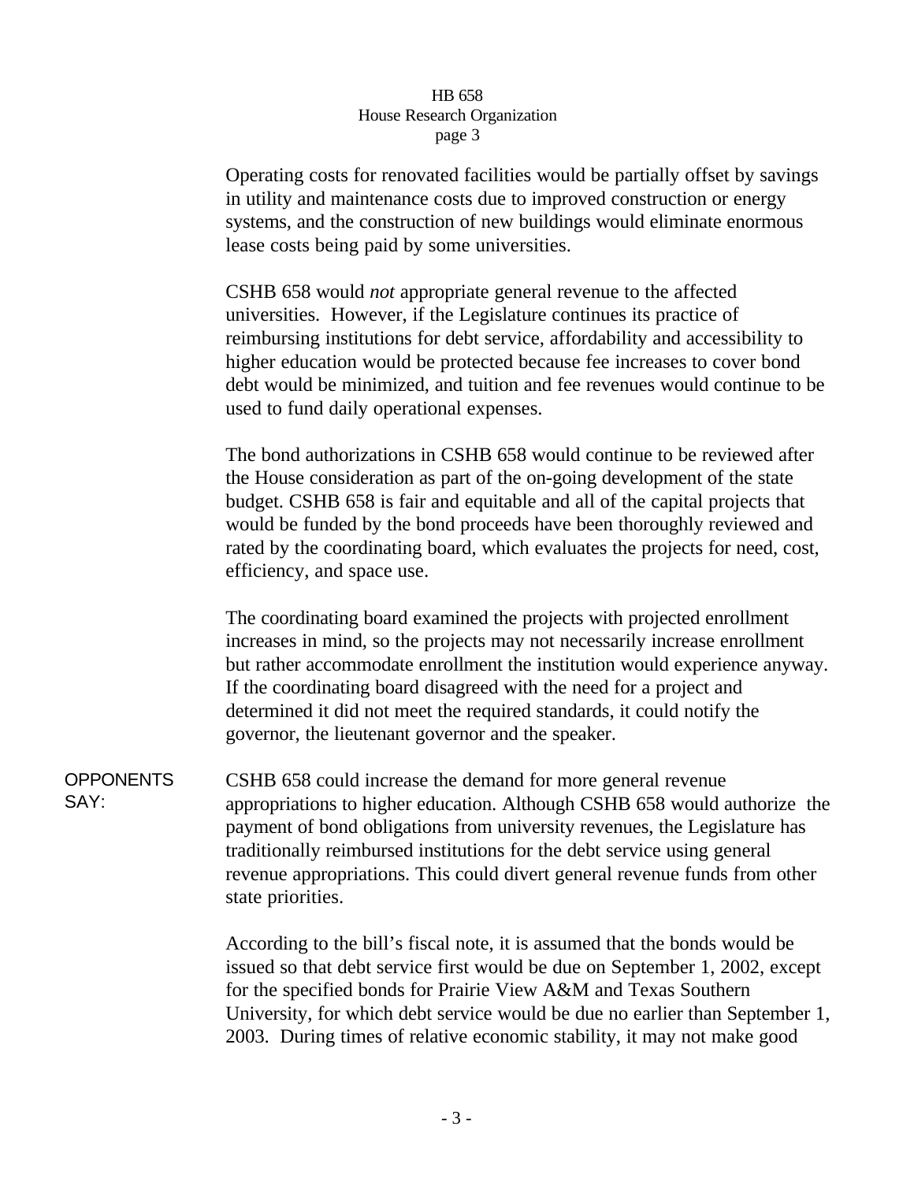Operating costs for renovated facilities would be partially offset by savings in utility and maintenance costs due to improved construction or energy systems, and the construction of new buildings would eliminate enormous lease costs being paid by some universities.

CSHB 658 would *not* appropriate general revenue to the affected universities. However, if the Legislature continues its practice of reimbursing institutions for debt service, affordability and accessibility to higher education would be protected because fee increases to cover bond debt would be minimized, and tuition and fee revenues would continue to be used to fund daily operational expenses.

The bond authorizations in CSHB 658 would continue to be reviewed after the House consideration as part of the on-going development of the state budget. CSHB 658 is fair and equitable and all of the capital projects that would be funded by the bond proceeds have been thoroughly reviewed and rated by the coordinating board, which evaluates the projects for need, cost, efficiency, and space use.

The coordinating board examined the projects with projected enrollment increases in mind, so the projects may not necessarily increase enrollment but rather accommodate enrollment the institution would experience anyway. If the coordinating board disagreed with the need for a project and determined it did not meet the required standards, it could notify the governor, the lieutenant governor and the speaker.

**OPPONENTS SAY:**

CSHB 658 could increase the demand for more general revenue appropriations to higher education. Although CSHB 658 would authorize the payment of bond obligations from university revenues, the Legislature has traditionally reimbursed institutions for the debt service using general revenue appropriations. This could divert general revenue funds from other state priorities.

According to the bill's fiscal note, it is assumed that the bonds would be issued so that debt service first would be due on September 1, 2002, except for the specified bonds for Prairie View A&M and Texas Southern University, for which debt service would be due no earlier than September 1, 2003. During times of relative economic stability, it may not make good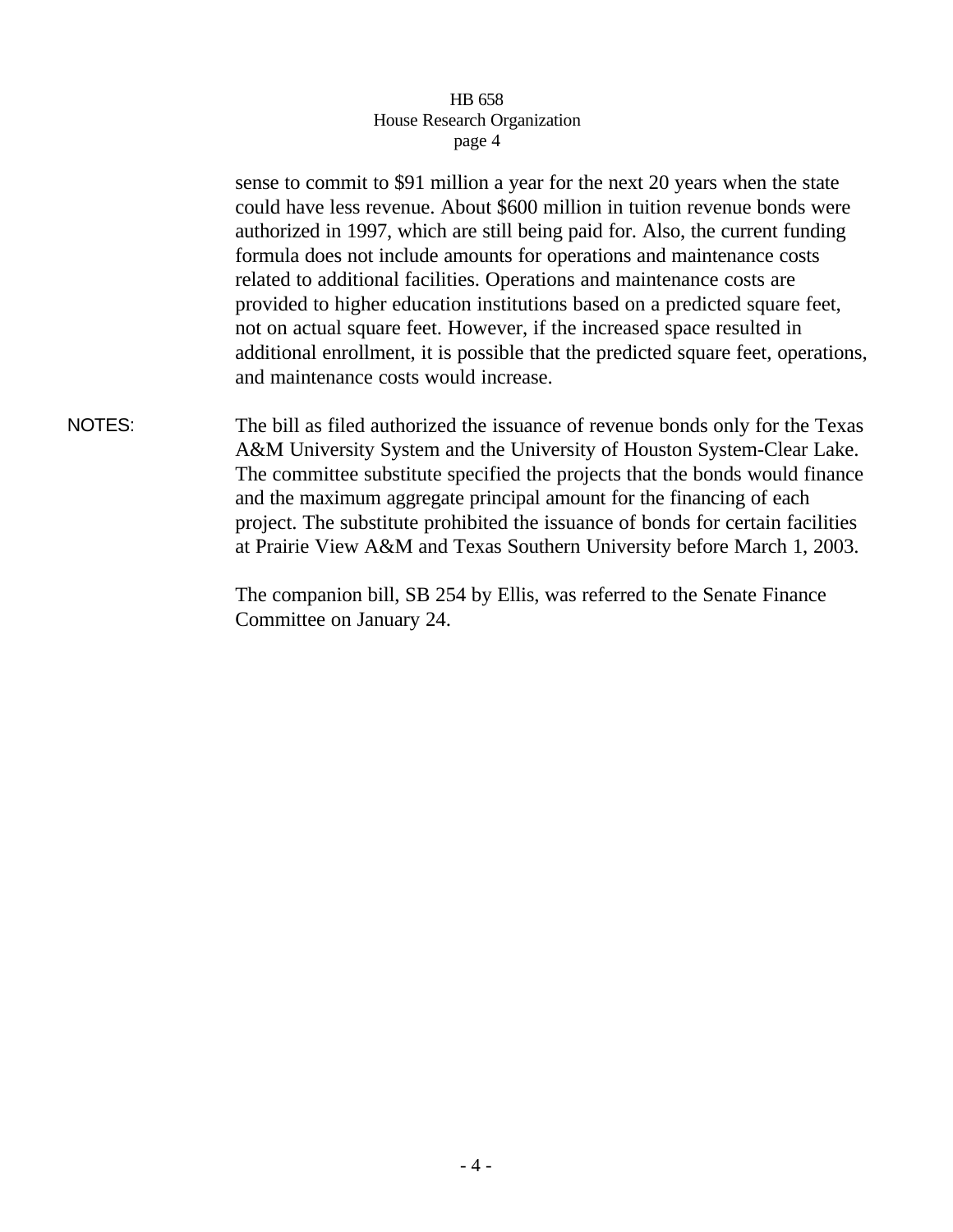sense to commit to $91 million a year for the next 20 years when the state could have less revenue. About $600 million in tuition revenue bonds were authorized in 1997, which are still being paid for. Also, the current funding formula does not include amounts for operations and maintenance costs related to additional facilities. Operations and maintenance costs are provided to higher education institutions based on a predicted square feet, not on actual square feet. However, if the increased space resulted in additional enrollment, it is possible that the predicted square feet, operations, and maintenance costs would increase.

NOTES: The bill as filed authorized the issuance of revenue bonds only for the Texas A&M University System and the University of Houston System-Clear Lake. The committee substitute specified the projects that the bonds would finance and the maximum aggregate principal amount for the financing of each project. The substitute prohibited the issuance of bonds for certain facilities at Prairie View A&M and Texas Southern University before March 1, 2003.

The companion bill, SB 254 by Ellis, was referred to the Senate Finance Committee on January 24.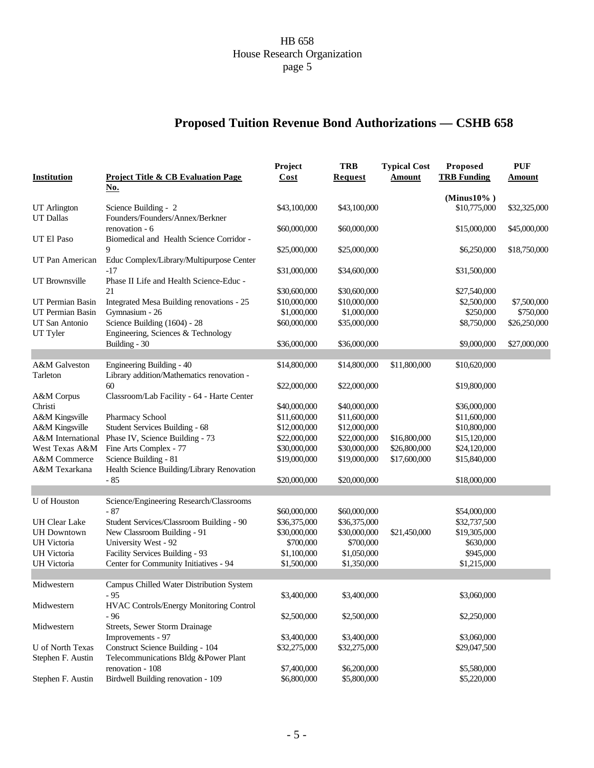# Proposed Tuition Revenue Bond Authorizations — CSHB 658

| Institution | Project Title & CB Evaluation Page No. | Project Cost | TRB Request | Typical Cost Amount | Proposed TRB Funding (Minus10% ) | PUF Amount |
|---|---|---|---|---|---|---|
| UT Arlington | Science Building - 2 | $43,100,000 | $43,100,000 | | $10,775,000 | $32,325,000 |
| UT Dallas | Founders/Founders/Annex/Berkner renovation - 6 | $60,000,000 | $60,000,000 | | $15,000,000 | $45,000,000 |
| UT El Paso | Biomedical and Health Science Corridor - 9 | $25,000,000 | $25,000,000 | | $6,250,000 | $18,750,000 |
| UT Pan American | Educ Complex/Library/Multipurpose Center -17 | $31,000,000 | $34,600,000 | | $31,500,000 | |
| UT Brownsville | Phase II Life and Health Science-Educ - 21 | $30,600,000 | $30,600,000 | | $27,540,000 | |
| UT Permian Basin | Integrated Mesa Building renovations - 25 | $10,000,000 | $10,000,000 | | $2,500,000 | $7,500,000 |
| UT Permian Basin | Gymnasium - 26 | $1,000,000 | $1,000,000 | | $250,000 | $750,000 |
| UT San Antonio | Science Building (1604) - 28 | $60,000,000 | $35,000,000 | | $8,750,000 | $26,250,000 |
| UT Tyler | Engineering, Sciences & Technology Building - 30 | $36,000,000 | $36,000,000 | | $9,000,000 | $27,000,000 |
| | | | | | | |
| A&M Galveston | Engineering Building - 40 | $14,800,000 | $14,800,000 | $11,800,000 | $10,620,000 | |
| Tarleton | Library addition/Mathematics renovation - 60 | $22,000,000 | $22,000,000 | | $19,800,000 | |
| A&M Corpus Christi | Classroom/Lab Facility - 64 - Harte Center | $40,000,000 | $40,000,000 | | $36,000,000 | |
| A&M Kingsville | Pharmacy School | $11,600,000 | $11,600,000 | | $11,600,000 | |
| A&M Kingsville | Student Services Building - 68 | $12,000,000 | $12,000,000 | | $10,800,000 | |
| A&M International | Phase IV, Science Building - 73 | $22,000,000 | $22,000,000 | $16,800,000 | $15,120,000 | |
| West Texas A&M | Fine Arts Complex - 77 | $30,000,000 | $30,000,000 | $26,800,000 | $24,120,000 | |
| A&M Commerce | Science Building - 81 | $19,000,000 | $19,000,000 | $17,600,000 | $15,840,000 | |
| A&M Texarkana | Health Science Building/Library Renovation - 85 | $20,000,000 | $20,000,000 | | $18,000,000 | |
| | | | | | | |
| U of Houston | Science/Engineering Research/Classrooms - 87 | $60,000,000 | $60,000,000 | | $54,000,000 | |
| UH Clear Lake | Student Services/Classroom Building - 90 | $36,375,000 | $36,375,000 | | $32,737,500 | |
| UH Downtown | New Classroom Building - 91 | $30,000,000 | $30,000,000 | $21,450,000 | $19,305,000 | |
| UH Victoria | University West - 92 | $700,000 | $700,000 | | $630,000 | |
| UH Victoria | Facility Services Building - 93 | $1,100,000 | $1,050,000 | | $945,000 | |
| UH Victoria | Center for Community Initiatives - 94 | $1,500,000 | $1,350,000 | | $1,215,000 | |
| | | | | | | |
| Midwestern | Campus Chilled Water Distribution System - 95 | $3,400,000 | $3,400,000 | | $3,060,000 | |
| Midwestern | HVAC Controls/Energy Monitoring Control - 96 | $2,500,000 | $2,500,000 | | $2,250,000 | |
| Midwestern | Streets, Sewer Storm Drainage Improvements - 97 | $3,400,000 | $3,400,000 | | $3,060,000 | |
| U of North Texas | Construct Science Building - 104 | $32,275,000 | $32,275,000 | | $29,047,500 | |
| Stephen F. Austin | Telecommunications Bldg &Power Plant renovation - 108 | $7,400,000 | $6,200,000 | | $5,580,000 | |
| Stephen F. Austin | Birdwell Building renovation - 109 | $6,800,000 | $5,800,000 | | $5,220,000 | |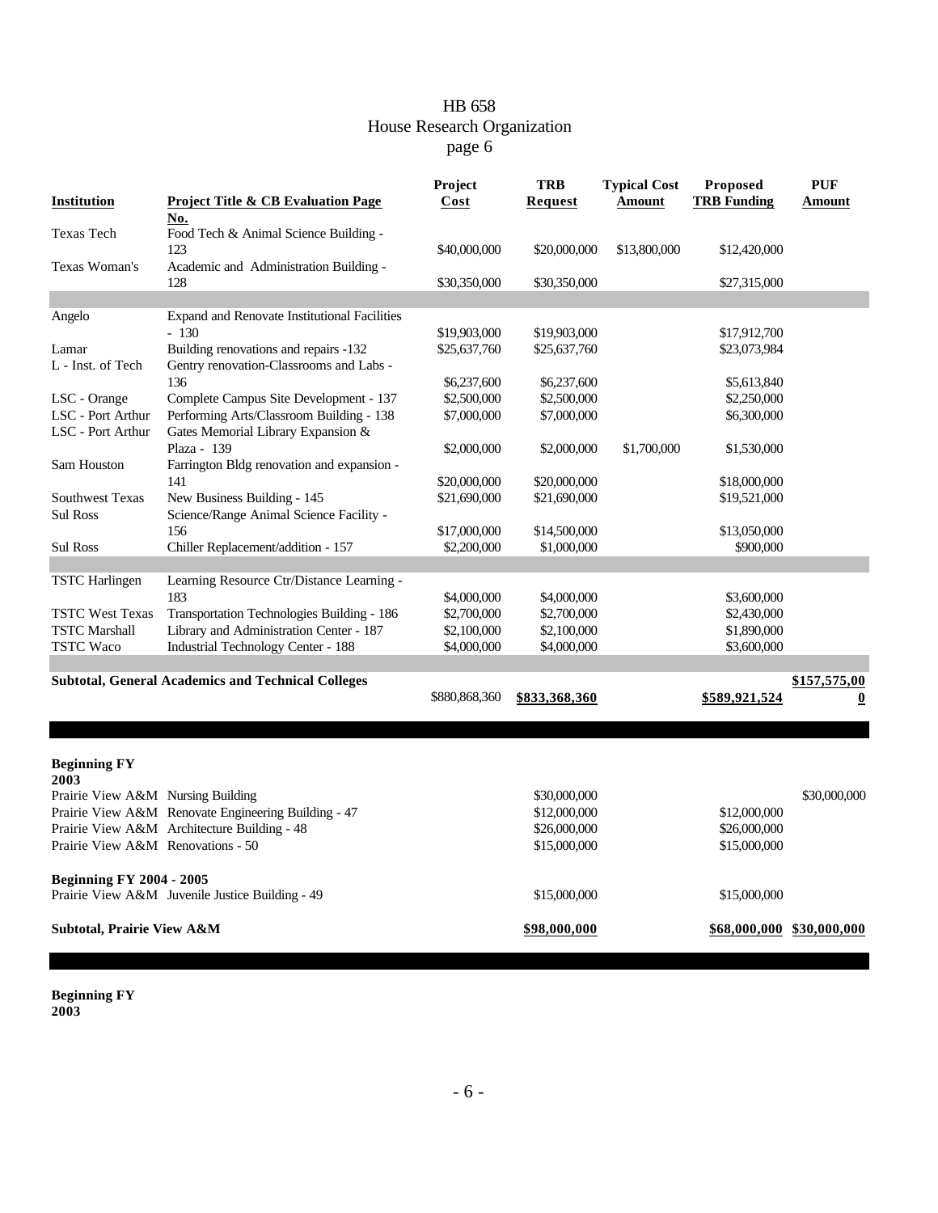| Institution | Project Title & CB Evaluation Page No. | Project Cost | TRB Request | Typical Cost Amount | Proposed TRB Funding | PUF Amount |
|---|---|---|---|---|---|---|
| Texas Tech | Food Tech & Animal Science Building - 123 | $40,000,000 | $20,000,000 | $13,800,000 | $12,420,000 | |
| Texas Woman's | Academic and Administration Building - 128 | $30,350,000 | $30,350,000 | | $27,315,000 | |
| | | | | | | |
| Angelo | Expand and Renovate Institutional Facilities - 130 | $19,903,000 | $19,903,000 | | $17,912,700 | |
| Lamar | Building renovations and repairs -132 | $25,637,760 | $25,637,760 | | $23,073,984 | |
| L - Inst. of Tech | Gentry renovation-Classrooms and Labs - 136 | $6,237,600 | $6,237,600 | | $5,613,840 | |
| LSC - Orange | Complete Campus Site Development - 137 | $2,500,000 | $2,500,000 | | $2,250,000 | |
| LSC - Port Arthur | Performing Arts/Classroom Building - 138 | $7,000,000 | $7,000,000 | | $6,300,000 | |
| LSC - Port Arthur | Gates Memorial Library Expansion & Plaza - 139 | $2,000,000 | $2,000,000 | $1,700,000 | $1,530,000 | |
| Sam Houston | Farrington Bldg renovation and expansion - 141 | $20,000,000 | $20,000,000 | | $18,000,000 | |
| Southwest Texas | New Business Building - 145 | $21,690,000 | $21,690,000 | | $19,521,000 | |
| Sul Ross | Science/Range Animal Science Facility - 156 | $17,000,000 | $14,500,000 | | $13,050,000 | |
| Sul Ross | Chiller Replacement/addition - 157 | $2,200,000 | $1,000,000 | | $900,000 | |
| | | | | | | |
| TSTC Harlingen | Learning Resource Ctr/Distance Learning - 183 | $4,000,000 | $4,000,000 | | $3,600,000 | |
| TSTC West Texas | Transportation Technologies Building - 186 | $2,700,000 | $2,700,000 | | $2,430,000 | |
| TSTC Marshall | Library and Administration Center - 187 | $2,100,000 | $2,100,000 | | $1,890,000 | |
| TSTC Waco | Industrial Technology Center - 188 | $4,000,000 | $4,000,000 | | $3,600,000 | |
| | | | | | | |
| **Subtotal, General Academics and Technical Colleges** | | $880,868,360 | **$833,368,360** | | **$589,921,524** | **$157,575,000** |

| | | | | | | |
|---|---|---|---|---|---|---|
| **Beginning FY 2003** | | | | | | |
| Prairie View A&M | Nursing Building | | $30,000,000 | | | $30,000,000 |
| Prairie View A&M | Renovate Engineering Building - 47 | | $12,000,000 | | $12,000,000 | |
| Prairie View A&M | Architecture Building - 48 | | $26,000,000 | | $26,000,000 | |
| Prairie View A&M | Renovations - 50 | | $15,000,000 | | $15,000,000 | |
| **Beginning FY 2004 - 2005** | | | | | | |
| Prairie View A&M | Juvenile Justice Building - 49 | | $15,000,000 | | $15,000,000 | |
| **Subtotal, Prairie View A&M** | | | **$98,000,000** | | **$68,000,000** | **$30,000,000** |

**Beginning FY 2003**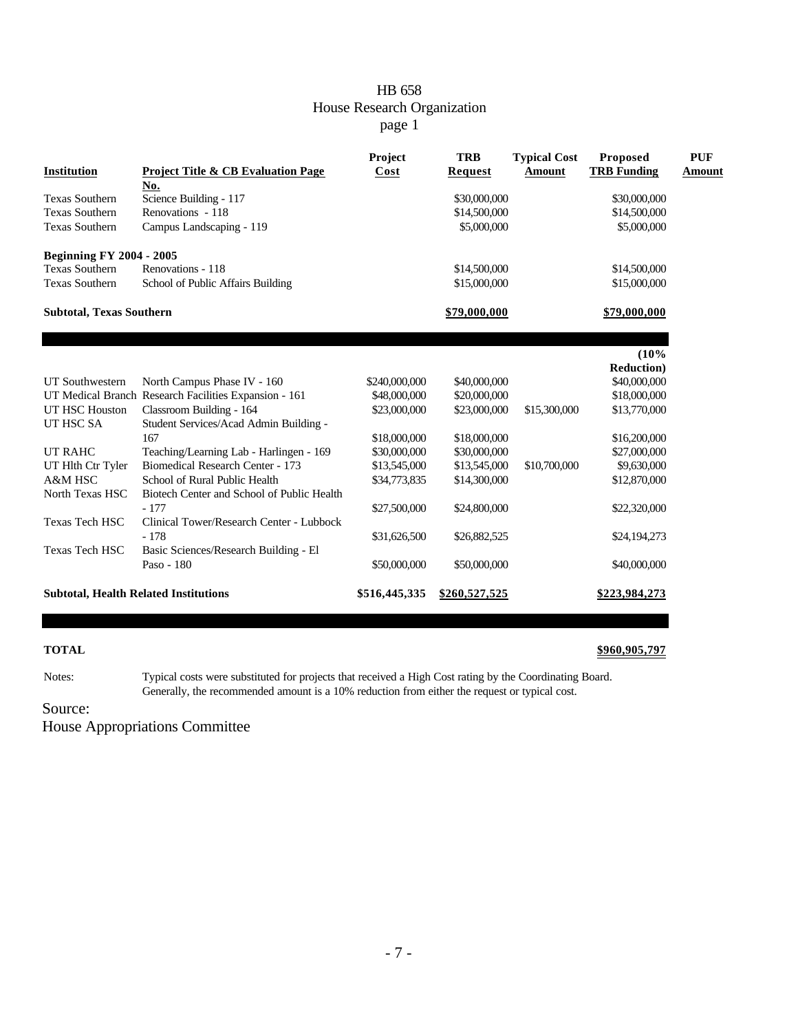HB 658
House Research Organization
page 1

| Institution | Project Title & CB Evaluation Page No. | Project Cost | TRB Request | Typical Cost Amount | Proposed TRB Funding | PUF Amount |
|---|---|---|---|---|---|---|
| Texas Southern | Science Building - 117 | | $30,000,000 | | $30,000,000 | |
| Texas Southern | Renovations - 118 | | $14,500,000 | | $14,500,000 | |
| Texas Southern | Campus Landscaping - 119 | | $5,000,000 | | $5,000,000 | |
| **Beginning FY 2004 - 2005** | | | | | | |
| Texas Southern | Renovations - 118 | | $14,500,000 | | $14,500,000 | |
| Texas Southern | School of Public Affairs Building | | $15,000,000 | | $15,000,000 | |
| **Subtotal, Texas Southern** | | | **$79,000,000** | | **$79,000,000** | |
| | | | | | **(10% Reduction)** | |
| UT Southwestern | North Campus Phase IV - 160 | $240,000,000 | $40,000,000 | | $40,000,000 | |
| UT Medical Branch | Research Facilities Expansion - 161 | $48,000,000 | $20,000,000 | | $18,000,000 | |
| UT HSC Houston | Classroom Building - 164 | $23,000,000 | $23,000,000 | $15,300,000 | $13,770,000 | |
| UT HSC SA | Student Services/Acad Admin Building - 167 | $18,000,000 | $18,000,000 | | $16,200,000 | |
| UT RAHC | Teaching/Learning Lab - Harlingen - 169 | $30,000,000 | $30,000,000 | | $27,000,000 | |
| UT Hlth Ctr Tyler | Biomedical Research Center - 173 | $13,545,000 | $13,545,000 | $10,700,000 | $9,630,000 | |
| A&M HSC | School of Rural Public Health | $34,773,835 | $14,300,000 | | $12,870,000 | |
| North Texas HSC | Biotech Center and School of Public Health - 177 | $27,500,000 | $24,800,000 | | $22,320,000 | |
| Texas Tech HSC | Clinical Tower/Research Center - Lubbock - 178 | $31,626,500 | $26,882,525 | | $24,194,273 | |
| Texas Tech HSC | Basic Sciences/Research Building - El Paso - 180 | $50,000,000 | $50,000,000 | | $40,000,000 | |
| **Subtotal, Health Related Institutions** | | **$516,445,335** | **$260,527,525** | | **$223,984,273** | |
| **TOTAL** | | | | | **$960,905,797** | |

Notes: Typical costs were substituted for projects that received a High Cost rating by the Coordinating Board. Generally, the recommended amount is a 10% reduction from either the request or typical cost.

Source:
House Appropriations Committee